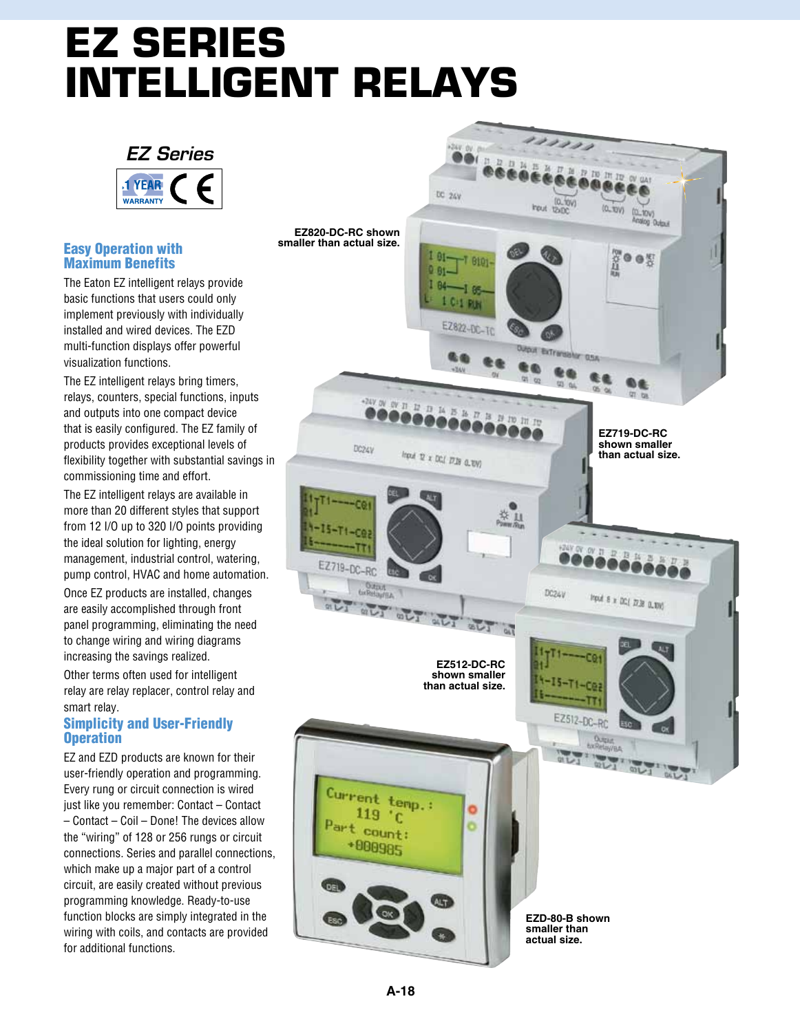# EZ SERIES INTELLIGENT RELAYS

*EZ Series*

1 YEAR WARRANTY CE

EZ820-DC-RC shown smaller than actual size.

EZ719-DC-RC shown smaller than actual size.

EZ512-DC-RC shown smaller than actual size.

EZD-80-B shown smaller than actual size.

## Easy Operation with Maximum Benefits

The Eaton EZ intelligent relays provide basic functions that users could only implement previously with individually installed and wired devices. The EZD multi-function displays offer powerful visualization functions.

The EZ intelligent relays bring timers, relays, counters, special functions, inputs and outputs into one compact device that is easily configured. The EZ family of products provides exceptional levels of flexibility together with substantial savings in commissioning time and effort.

The EZ intelligent relays are available in more than 20 different styles that support from 12 I/O up to 320 I/O points providing the ideal solution for lighting, energy management, industrial control, watering, pump control, HVAC and home automation.

Once EZ products are installed, changes are easily accomplished through front panel programming, eliminating the need to change wiring and wiring diagrams increasing the savings realized.

Other terms often used for intelligent relay are relay replacer, control relay and smart relay.

## Simplicity and User-Friendly Operation

EZ and EZD products are known for their user-friendly operation and programming. Every rung or circuit connection is wired just like you remember: Contact – Contact – Contact – Coil – Done! The devices allow the “wiring” of 128 or 256 rungs or circuit connections. Series and parallel connections, which make up a major part of a control circuit, are easily created without previous programming knowledge. Ready-to-use function blocks are simply integrated in the wiring with coils, and contacts are provided for additional functions.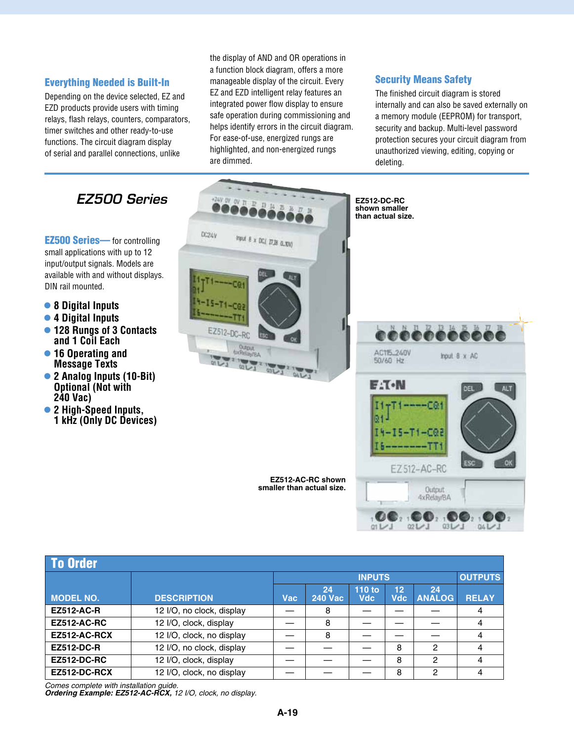### Everything Needed is Built-In

Depending on the device selected, EZ and EZD products provide users with timing relays, flash relays, counters, comparators, timer switches and other ready-to-use functions. The circuit diagram display of serial and parallel connections, unlike the display of AND and OR operations in a function block diagram, offers a more manageable display of the circuit. Every EZ and EZD intelligent relay features an integrated power flow display to ensure safe operation during commissioning and helps identify errors in the circuit diagram. For ease-of-use, energized rungs are highlighted, and non-energized rungs are dimmed.

### Security Means Safety

The finished circuit diagram is stored internally and can also be saved externally on a memory module (EEPROM) for transport, security and backup. Multi-level password protection secures your circuit diagram from unauthorized viewing, editing, copying or deleting.

## *EZ500 Series*

**EZ500 Series—** for controlling small applications with up to 12 input/output signals. Models are available with and without displays. DIN rail mounted.

- **8 Digital Inputs**
- **4 Digital Inputs**
- **128 Rungs of 3 Contacts and 1 Coil Each**
- **16 Operating and Message Texts**
- **2 Analog Inputs (10-Bit) Optional (Not with 240 Vac)**
- **2 High-Speed Inputs, 1 kHz (Only DC Devices)**

**EZ512-DC-RC shown smaller than actual size.**

**EZ512-AC-RC shown smaller than actual size.**

### To Order

| MODEL NO. | DESCRIPTION | INPUTS | | | | | OUTPUTS |
|---|---|---|---|---|---|---|---|
| | | Vac | 24 240 Vac | 110 to Vdc | 12 Vdc | 24 ANALOG | RELAY |
| **EZ512-AC-R** | 12 I/O, no clock, display | — | 8 | — | — | — | 4 |
| **EZ512-AC-RC** | 12 I/O, clock, display | — | 8 | — | — | — | 4 |
| **EZ512-AC-RCX** | 12 I/O, clock, no display | — | 8 | — | — | — | 4 |
| **EZ512-DC-R** | 12 I/O, no clock, display | — | — | — | 8 | 2 | 4 |
| **EZ512-DC-RC** | 12 I/O, clock, display | — | — | — | 8 | 2 | 4 |
| **EZ512-DC-RCX** | 12 I/O, clock, no display | — | — | — | 8 | 2 | 4 |

*Comes complete with installation guide.*
***Ordering Example: EZ512-AC-RCX,** 12 I/O, clock, no display.*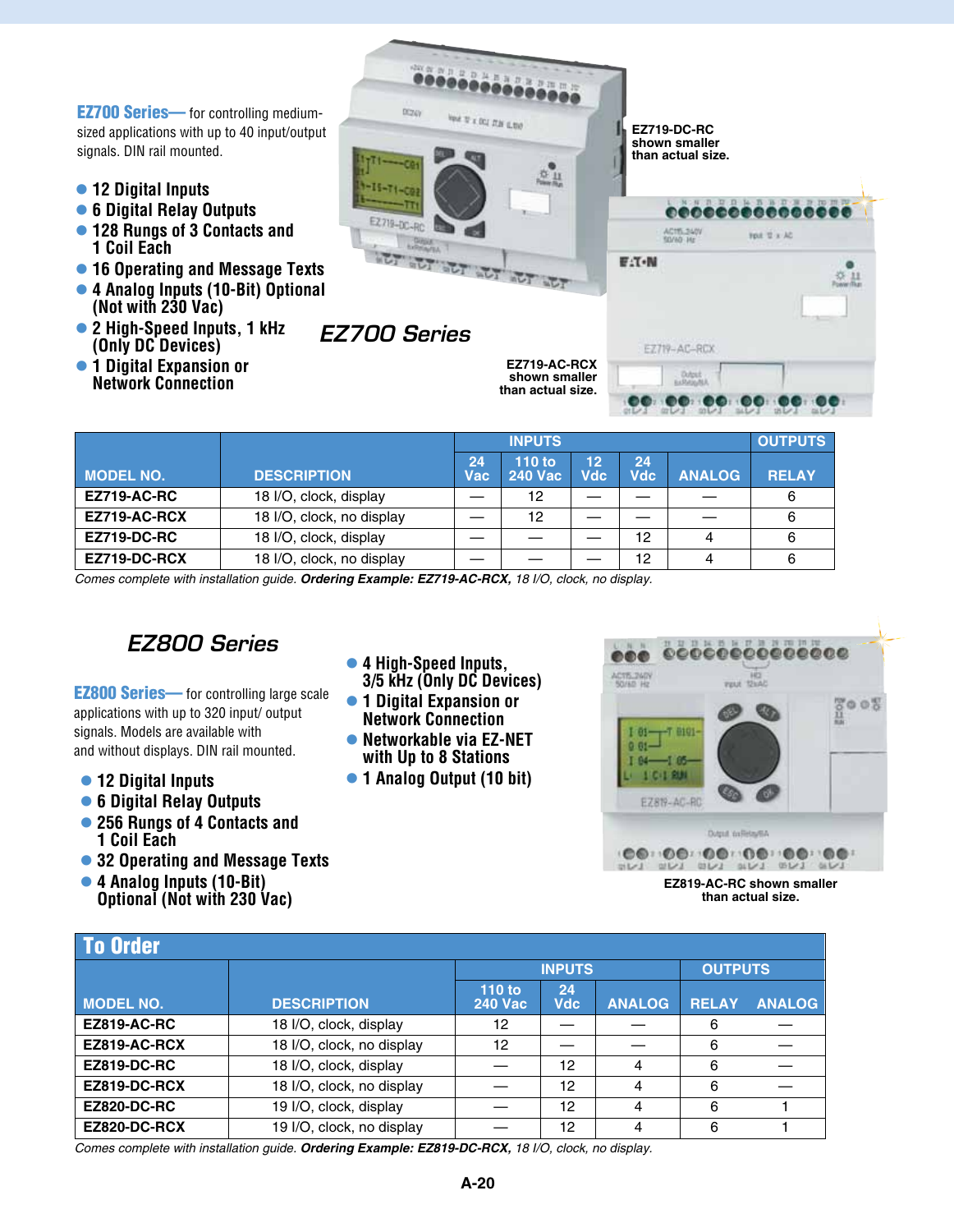**EZ700 Series—** for controlling medium-sized applications with up to 40 input/output signals. DIN rail mounted.

- 12 Digital Inputs
- 6 Digital Relay Outputs
- 128 Rungs of 3 Contacts and 1 Coil Each
- 16 Operating and Message Texts
- 4 Analog Inputs (10-Bit) Optional (Not with 230 Vac)
- 2 High-Speed Inputs, 1 kHz (Only DC Devices)
- 1 Digital Expansion or Network Connection

EZ719-DC-RC shown smaller than actual size.

## EZ700 Series

EZ719-AC-RCX shown smaller than actual size.

| MODEL NO. | DESCRIPTION | INPUTS | | | | | OUTPUTS |
|---|---|---|---|---|---|---|---|
| | | 24 Vac | 110 to 240 Vac | 12 Vdc | 24 Vdc | ANALOG | RELAY |
| EZ719-AC-RC | 18 I/O, clock, display | — | 12 | — | — | — | 6 |
| EZ719-AC-RCX | 18 I/O, clock, no display | — | 12 | — | — | — | 6 |
| EZ719-DC-RC | 18 I/O, clock, display | — | — | — | 12 | 4 | 6 |
| EZ719-DC-RCX | 18 I/O, clock, no display | — | — | — | 12 | 4 | 6 |

*Comes complete with installation guide.* ***Ordering Example: EZ719-AC-RCX,*** *18 I/O, clock, no display.*

## EZ800 Series

**EZ800 Series—** for controlling large scale applications with up to 320 input/ output signals. Models are available with and without displays. DIN rail mounted.

- 12 Digital Inputs
- 6 Digital Relay Outputs
- 256 Rungs of 4 Contacts and 1 Coil Each
- 32 Operating and Message Texts
- 4 Analog Inputs (10-Bit) Optional (Not with 230 Vac)
- 4 High-Speed Inputs, 3/5 kHz (Only DC Devices)
- 1 Digital Expansion or Network Connection
- Networkable via EZ-NET with Up to 8 Stations
- 1 Analog Output (10 bit)

EZ819-AC-RC shown smaller than actual size.

### To Order

| MODEL NO. | DESCRIPTION | INPUTS | | | OUTPUTS | |
|---|---|---|---|---|---|---|
| | | 110 to 240 Vac | 24 Vdc | ANALOG | RELAY | ANALOG |
| EZ819-AC-RC | 18 I/O, clock, display | 12 | — | — | 6 | — |
| EZ819-AC-RCX | 18 I/O, clock, no display | 12 | — | — | 6 | — |
| EZ819-DC-RC | 18 I/O, clock, display | — | 12 | 4 | 6 | — |
| EZ819-DC-RCX | 18 I/O, clock, no display | — | 12 | 4 | 6 | — |
| EZ820-DC-RC | 19 I/O, clock, display | — | 12 | 4 | 6 | 1 |
| EZ820-DC-RCX | 19 I/O, clock, no display | — | 12 | 4 | 6 | 1 |

*Comes complete with installation guide.* ***Ordering Example: EZ819-DC-RCX,*** *18 I/O, clock, no display.*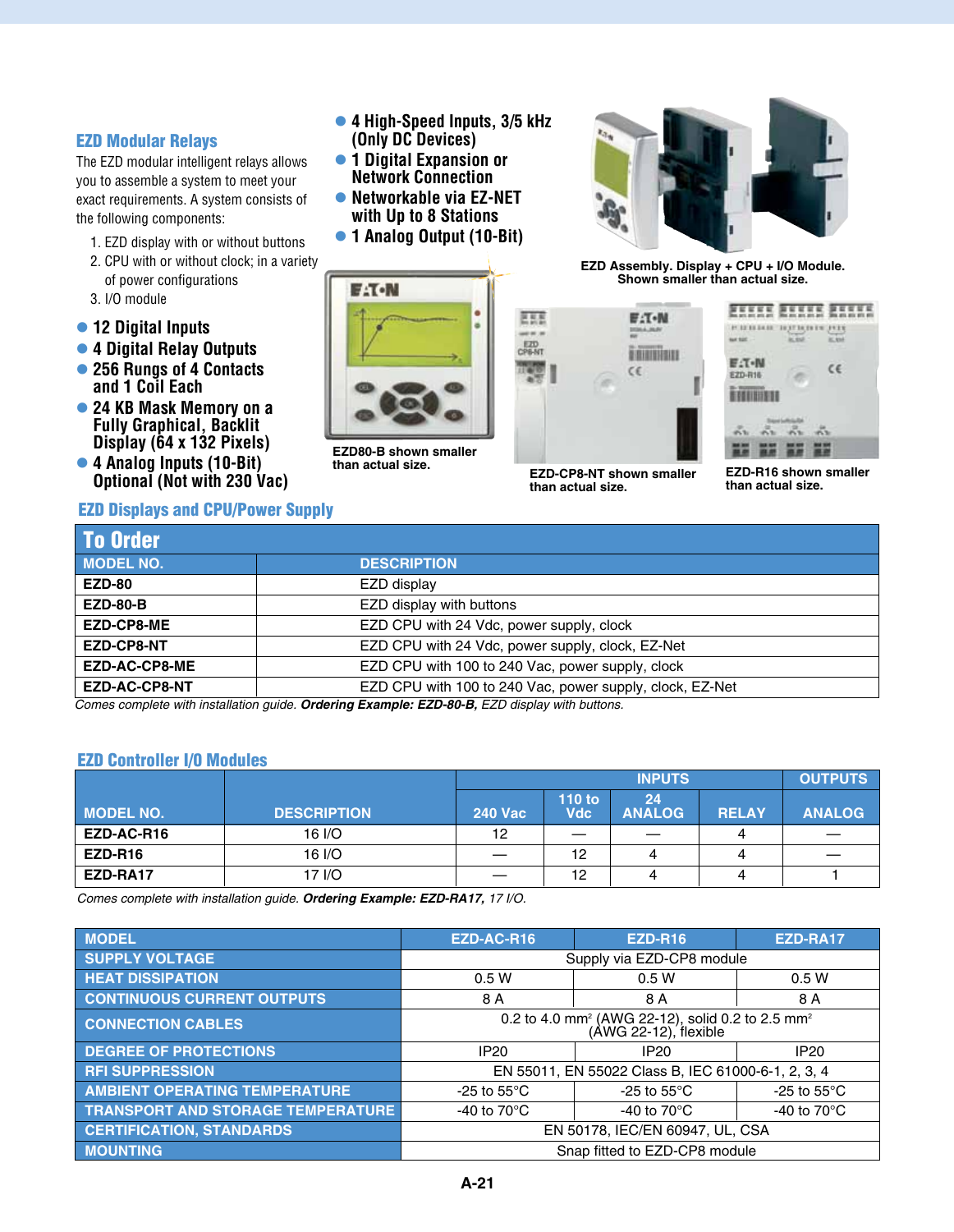## EZD Modular Relays

The EZD modular intelligent relays allows you to assemble a system to meet your exact requirements. A system consists of the following components:

1. EZD display with or without buttons
2. CPU with or without clock; in a variety of power configurations
3. I/O module

- **12 Digital Inputs**
- **4 Digital Relay Outputs**
- **256 Rungs of 4 Contacts and 1 Coil Each**
- **24 KB Mask Memory on a Fully Graphical, Backlit Display (64 x 132 Pixels)**
- **4 Analog Inputs (10-Bit) Optional (Not with 230 Vac)**
- **4 High-Speed Inputs, 3/5 kHz (Only DC Devices)**
- **1 Digital Expansion or Network Connection**
- **Networkable via EZ-NET with Up to 8 Stations**
- **1 Analog Output (10-Bit)**

EZD Assembly. Display + CPU + I/O Module. Shown smaller than actual size.

EZD80-B shown smaller than actual size.

EZD-CP8-NT shown smaller than actual size.

EZD-R16 shown smaller than actual size.

## EZD Displays and CPU/Power Supply

**To Order**

| MODEL NO. | DESCRIPTION |
|---|---|
| **EZD-80** | EZD display |
| **EZD-80-B** | EZD display with buttons |
| **EZD-CP8-ME** | EZD CPU with 24 Vdc, power supply, clock |
| **EZD-CP8-NT** | EZD CPU with 24 Vdc, power supply, clock, EZ-Net |
| **EZD-AC-CP8-ME** | EZD CPU with 100 to 240 Vac, power supply, clock |
| **EZD-AC-CP8-NT** | EZD CPU with 100 to 240 Vac, power supply, clock, EZ-Net |

*Comes complete with installation guide.* ***Ordering Example: EZD-80-B,*** *EZD display with buttons.*

## EZD Controller I/O Modules

| MODEL NO. | DESCRIPTION | INPUTS | | | OUTPUTS | |
|---|---|---|---|---|---|---|
| | | 240 Vac | 110 to Vdc | 24 ANALOG | RELAY | ANALOG |
| **EZD-AC-R16** | 16 I/O | 12 | — | — | 4 | — |
| **EZD-R16** | 16 I/O | — | 12 | 4 | 4 | — |
| **EZD-RA17** | 17 I/O | — | 12 | 4 | 4 | 1 |

*Comes complete with installation guide.* ***Ordering Example: EZD-RA17,*** *17 I/O.*

| MODEL | EZD-AC-R16 | EZD-R16 | EZD-RA17 |
|---|---|---|---|
| SUPPLY VOLTAGE | Supply via EZD-CP8 module | | |
| HEAT DISSIPATION | 0.5 W | 0.5 W | 0.5 W |
| CONTINUOUS CURRENT OUTPUTS | 8 A | 8 A | 8 A |
| CONNECTION CABLES | 0.2 to 4.0 mm² (AWG 22-12), solid 0.2 to 2.5 mm² (AWG 22-12), flexible | | |
| DEGREE OF PROTECTIONS | IP20 | IP20 | IP20 |
| RFI SUPPRESSION | EN 55011, EN 55022 Class B, IEC 61000-6-1, 2, 3, 4 | | |
| AMBIENT OPERATING TEMPERATURE | -25 to 55°C | -25 to 55°C | -25 to 55°C |
| TRANSPORT AND STORAGE TEMPERATURE | -40 to 70°C | -40 to 70°C | -40 to 70°C |
| CERTIFICATION, STANDARDS | EN 50178, IEC/EN 60947, UL, CSA | | |
| MOUNTING | Snap fitted to EZD-CP8 module | | |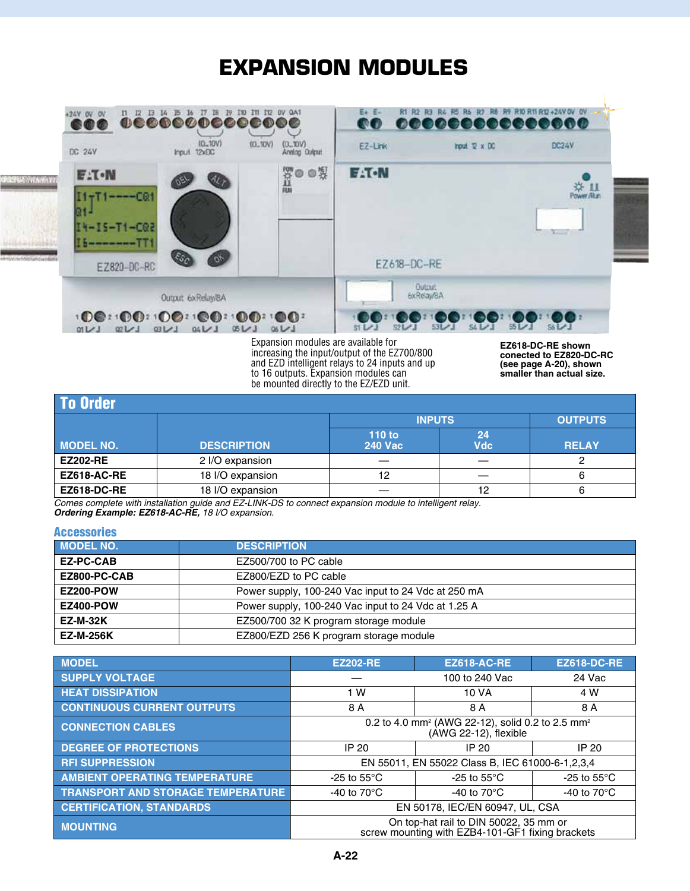# EXPANSION MODULES

Expansion modules are available for increasing the input/output of the EZ700/800 and EZD intelligent relays to 24 inputs and up to 16 outputs. Expansion modules can be mounted directly to the EZ/EZD unit.

**EZ618-DC-RE shown conected to EZ820-DC-RC (see page A-20), shown smaller than actual size.**

## To Order

| MODEL NO. | DESCRIPTION | INPUTS | | OUTPUTS |
|---|---|---|---|---|
| | | 110 to 240 Vac | 24 Vdc | RELAY |
| **EZ202-RE** | 2 I/O expansion | — | — | 2 |
| **EZ618-AC-RE** | 18 I/O expansion | 12 | — | 6 |
| **EZ618-DC-RE** | 18 I/O expansion | — | 12 | 6 |

*Comes complete with installation guide and EZ-LINK-DS to connect expansion module to intelligent relay.*
***Ordering Example: EZ618-AC-RE,*** *18 I/O expansion.*

## Accessories

| MODEL NO. | DESCRIPTION |
|---|---|
| **EZ-PC-CAB** | EZ500/700 to PC cable |
| **EZ800-PC-CAB** | EZ800/EZD to PC cable |
| **EZ200-POW** | Power supply, 100-240 Vac input to 24 Vdc at 250 mA |
| **EZ400-POW** | Power supply, 100-240 Vac input to 24 Vdc at 1.25 A |
| **EZ-M-32K** | EZ500/700 32 K program storage module |
| **EZ-M-256K** | EZ800/EZD 256 K program storage module |

| MODEL | EZ202-RE | EZ618-AC-RE | EZ618-DC-RE |
|---|---|---|---|
| SUPPLY VOLTAGE | — | 100 to 240 Vac | 24 Vac |
| HEAT DISSIPATION | 1 W | 10 VA | 4 W |
| CONTINUOUS CURRENT OUTPUTS | 8 A | 8 A | 8 A |
| CONNECTION CABLES | 0.2 to 4.0 mm² (AWG 22-12), solid 0.2 to 2.5 mm² (AWG 22-12), flexible | | |
| DEGREE OF PROTECTIONS | IP 20 | IP 20 | IP 20 |
| RFI SUPPRESSION | EN 55011, EN 55022 Class B, IEC 61000-6-1,2,3,4 | | |
| AMBIENT OPERATING TEMPERATURE | -25 to 55°C | -25 to 55°C | -25 to 55°C |
| TRANSPORT AND STORAGE TEMPERATURE | -40 to 70°C | -40 to 70°C | -40 to 70°C |
| CERTIFICATION, STANDARDS | EN 50178, IEC/EN 60947, UL, CSA | | |
| MOUNTING | On top-hat rail to DIN 50022, 35 mm or screw mounting with EZB4-101-GF1 fixing brackets | | |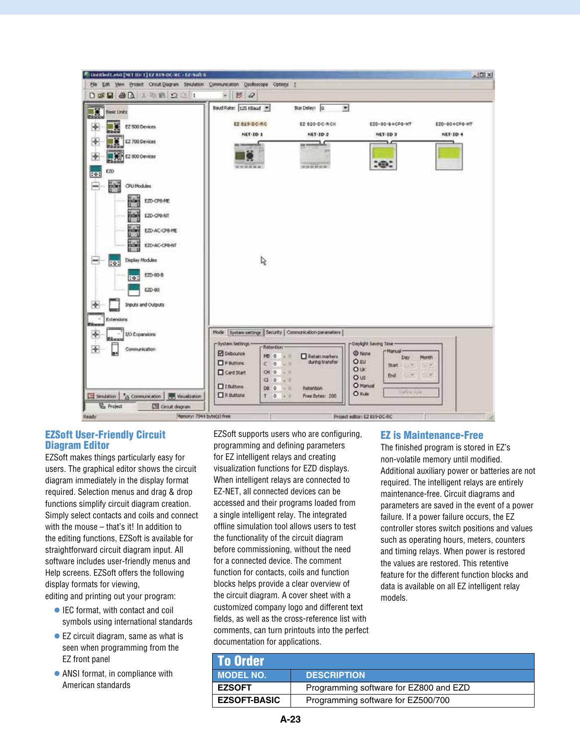## EZSoft User-Friendly Circuit Diagram Editor

EZSoft makes things particularly easy for users. The graphical editor shows the circuit diagram immediately in the display format required. Selection menus and drag & drop functions simplify circuit diagram creation. Simply select contacts and coils and connect with the mouse – that's it! In addition to the editing functions, EZSoft is available for straightforward circuit diagram input. All software includes user-friendly menus and Help screens. EZSoft offers the following display formats for viewing, editing and printing out your program:

- IEC format, with contact and coil symbols using international standards
- EZ circuit diagram, same as what is seen when programming from the EZ front panel
- ANSI format, in compliance with American standards

EZSoft supports users who are configuring, programming and defining parameters for EZ intelligent relays and creating visualization functions for EZD displays. When intelligent relays are connected to EZ-NET, all connected devices can be accessed and their programs loaded from a single intelligent relay. The integrated offline simulation tool allows users to test the functionality of the circuit diagram before commissioning, without the need for a connected device. The comment function for contacts, coils and function blocks helps provide a clear overview of the circuit diagram. A cover sheet with a customized company logo and different text fields, as well as the cross-reference list with comments, can turn printouts into the perfect documentation for applications.

## EZ is Maintenance-Free

The finished program is stored in EZ's non-volatile memory until modified. Additional auxiliary power or batteries are not required. The intelligent relays are entirely maintenance-free. Circuit diagrams and parameters are saved in the event of a power failure. If a power failure occurs, the EZ controller stores switch positions and values such as operating hours, meters, counters and timing relays. When power is restored the values are restored. This retentive feature for the different function blocks and data is available on all EZ intelligent relay models.

## To Order

| MODEL NO. | DESCRIPTION |
|---|---|
| **EZSOFT** | Programming software for EZ800 and EZD |
| **EZSOFT-BASIC** | Programming software for EZ500/700 |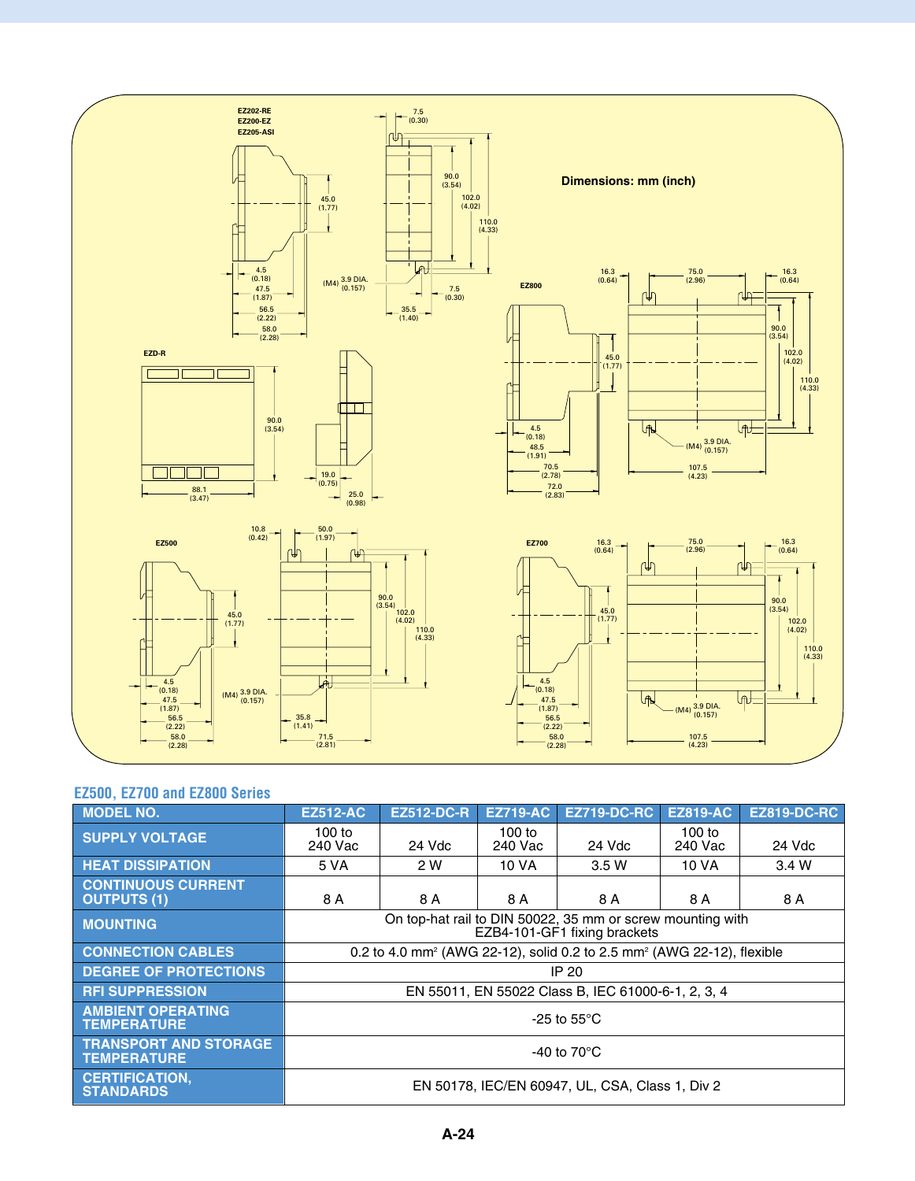Dimensions: mm (inch)

EZ202-RE
EZ200-EZ
EZ205-ASI

EZD-R

EZ800

EZ500

EZ700

## EZ500, EZ700 and EZ800 Series

| MODEL NO. | EZ512-AC | EZ512-DC-R | EZ719-AC | EZ719-DC-RC | EZ819-AC | EZ819-DC-RC |
|---|---|---|---|---|---|---|
| SUPPLY VOLTAGE | 100 to 240 Vac | 24 Vdc | 100 to 240 Vac | 24 Vdc | 100 to 240 Vac | 24 Vdc |
| HEAT DISSIPATION | 5 VA | 2 W | 10 VA | 3.5 W | 10 VA | 3.4 W |
| CONTINUOUS CURRENT OUTPUTS (1) | 8 A | 8 A | 8 A | 8 A | 8 A | 8 A |
| MOUNTING | On top-hat rail to DIN 50022, 35 mm or screw mounting with EZB4-101-GF1 fixing brackets | | | | | |
| CONNECTION CABLES | 0.2 to 4.0 mm² (AWG 22-12), solid 0.2 to 2.5 mm² (AWG 22-12), flexible | | | | | |
| DEGREE OF PROTECTIONS | IP 20 | | | | | |
| RFI SUPPRESSION | EN 55011, EN 55022 Class B, IEC 61000-6-1, 2, 3, 4 | | | | | |
| AMBIENT OPERATING TEMPERATURE | -25 to 55°C | | | | | |
| TRANSPORT AND STORAGE TEMPERATURE | -40 to 70°C | | | | | |
| CERTIFICATION, STANDARDS | EN 50178, IEC/EN 60947, UL, CSA, Class 1, Div 2 | | | | | |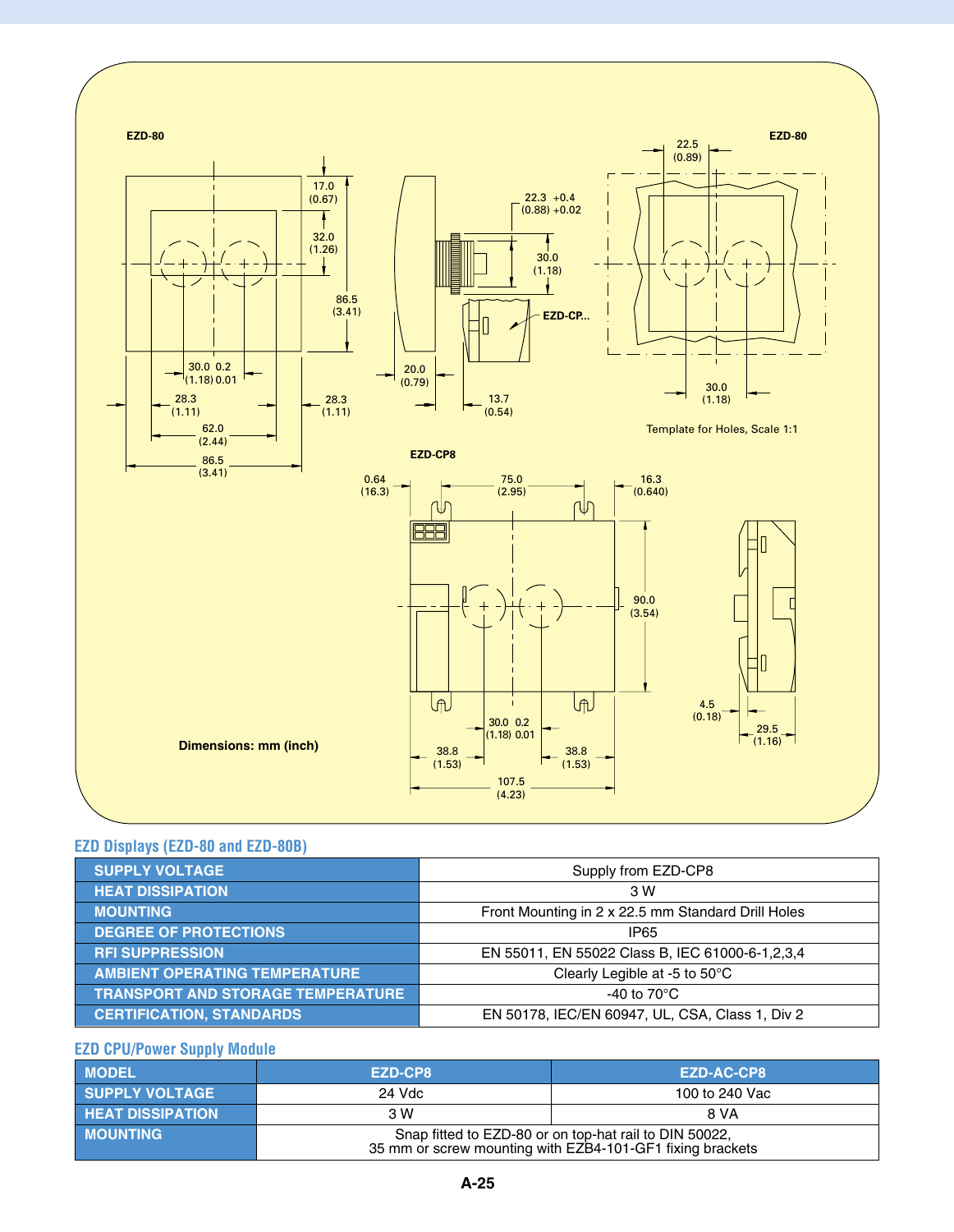EZD-80

17.0
(0.67)

32.0
(1.26)

86.5
(3.41)

30.0 0.2
(1.18) 0.01

28.3
(1.11)

28.3
(1.11)

62.0
(2.44)

86.5
(3.41)

22.3 +0.4
(0.88) +0.02

30.0
(1.18)

EZD-CP...

20.0
(0.79)

13.7
(0.54)

EZD-80

22.5
(0.89)

30.0
(1.18)

Template for Holes, Scale 1:1

EZD-CP8

0.64
(16.3)

75.0
(2.95)

16.3
(0.640)

90.0
(3.54)

4.5
(0.18)

29.5
(1.16)

30.0 0.2
(1.18) 0.01

38.8
(1.53)

38.8
(1.53)

107.5
(4.23)

Dimensions: mm (inch)

## EZD Displays (EZD-80 and EZD-80B)

| | |
|---|---|
| SUPPLY VOLTAGE | Supply from EZD-CP8 |
| HEAT DISSIPATION | 3 W |
| MOUNTING | Front Mounting in 2 x 22.5 mm Standard Drill Holes |
| DEGREE OF PROTECTIONS | IP65 |
| RFI SUPPRESSION | EN 55011, EN 55022 Class B, IEC 61000-6-1,2,3,4 |
| AMBIENT OPERATING TEMPERATURE | Clearly Legible at -5 to 50°C |
| TRANSPORT AND STORAGE TEMPERATURE | -40 to 70°C |
| CERTIFICATION, STANDARDS | EN 50178, IEC/EN 60947, UL, CSA, Class 1, Div 2 |

## EZD CPU/Power Supply Module

| MODEL | EZD-CP8 | EZD-AC-CP8 |
|---|---|---|
| SUPPLY VOLTAGE | 24 Vdc | 100 to 240 Vac |
| HEAT DISSIPATION | 3 W | 8 VA |
| MOUNTING | Snap fitted to EZD-80 or on top-hat rail to DIN 50022, 35 mm or screw mounting with EZB4-101-GF1 fixing brackets | |